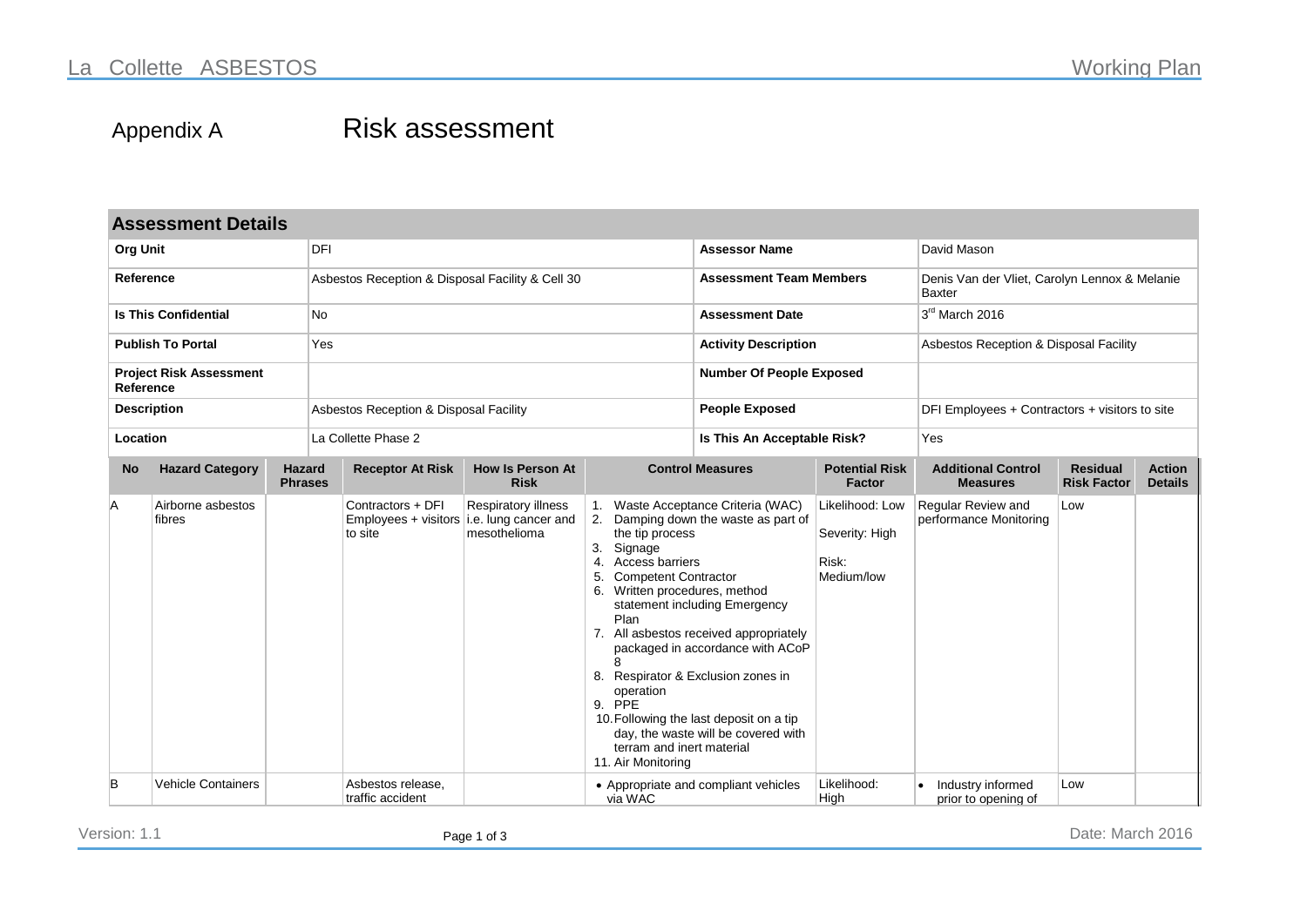## Appendix A Risk assessment

| **Assessment Details** | | | |
|---|---|---|---|
| **Org Unit** | DFI | **Assessor Name** | David Mason |
| **Reference** | Asbestos Reception & Disposal Facility & Cell 30 | **Assessment Team Members** | Denis Van der Vliet, Carolyn Lennox & Melanie Baxter |
| **Is This Confidential** | No | **Assessment Date** | 3rd March 2016 |
| **Publish To Portal** | Yes | **Activity Description** | Asbestos Reception & Disposal Facility |
| **Project Risk Assessment Reference** | | **Number Of People Exposed** | |
| **Description** | Asbestos Reception & Disposal Facility | **People Exposed** | DFI Employees + Contractors + visitors to site |
| **Location** | La Collette Phase 2 | **Is This An Acceptable Risk?** | Yes |

| No | Hazard Category | Hazard Phrases | Receptor At Risk | How Is Person At Risk | Control Measures | Potential Risk Factor | Additional Control Measures | Residual Risk Factor | Action Details |
|---|---|---|---|---|---|---|---|---|---|
| A | Airborne asbestos fibres | | Contractors + DFI Employees + visitors to site | Respiratory illness i.e. lung cancer and mesothelioma | 1. Waste Acceptance Criteria (WAC)<br>2. Damping down the waste as part of the tip process<br>3. Signage<br>4. Access barriers<br>5. Competent Contractor<br>6. Written procedures, method statement including Emergency Plan<br>7. All asbestos received appropriately packaged in accordance with ACoP 8<br>8. Respirator & Exclusion zones in operation<br>9. PPE<br>10. Following the last deposit on a tip day, the waste will be covered with terram and inert material<br>11. Air Monitoring | Likelihood: Low<br>Severity: High<br>Risk: Medium/low | Regular Review and performance Monitoring | Low | |
| B | Vehicle Containers | | Asbestos release, traffic accident | | • Appropriate and compliant vehicles via WAC | Likelihood: High | • Industry informed prior to opening of | Low | |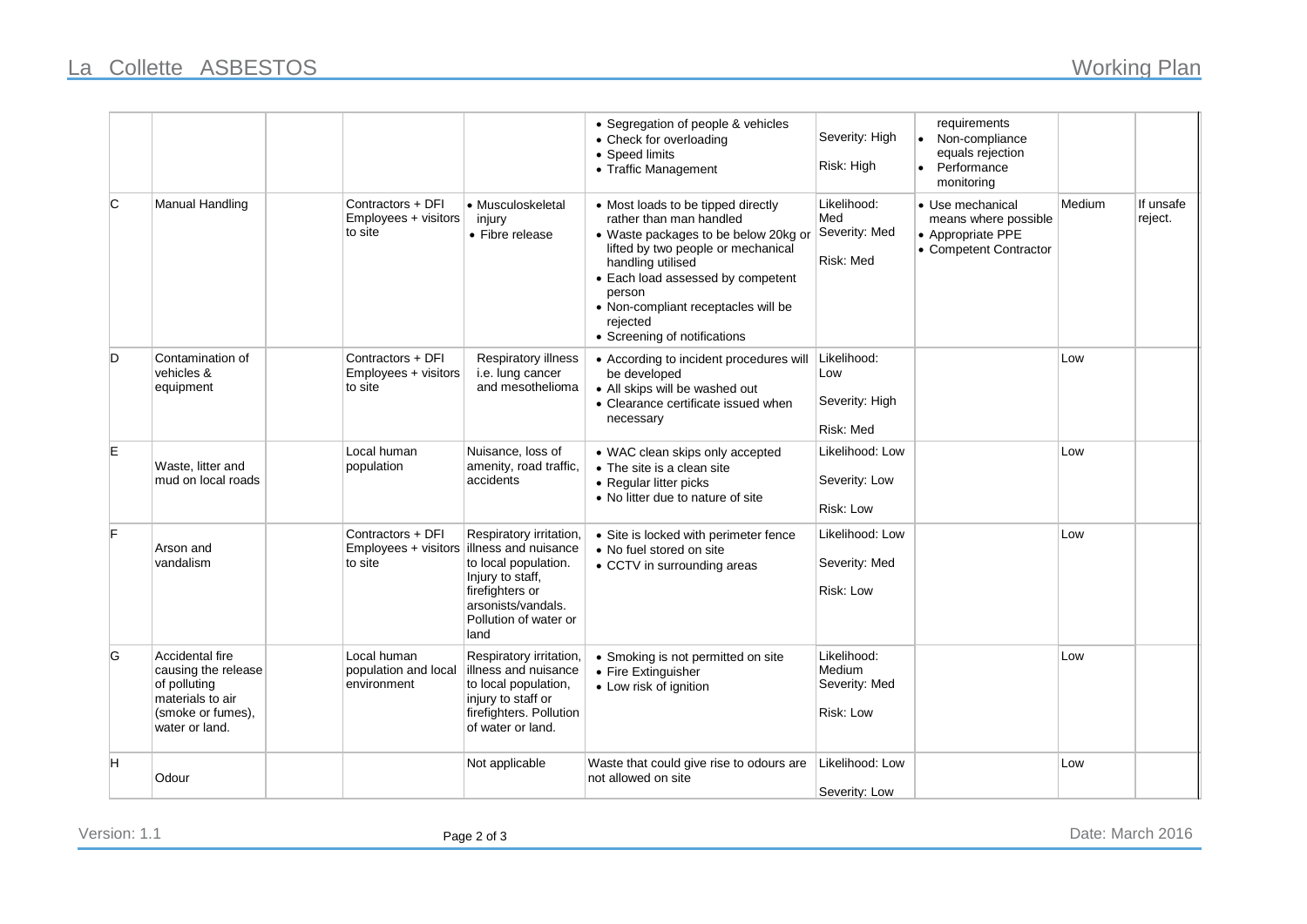| | | | | | | | | | |
|---|---|---|---|---|---|---|---|---|---|
| | | | | | • Segregation of people & vehicles<br>• Check for overloading<br>• Speed limits<br>• Traffic Management | Severity: High<br><br>Risk: High | requirements<br>• Non-compliance equals rejection<br>• Performance monitoring | | |
| C | Manual Handling | | Contractors + DFI Employees + visitors to site | • Musculoskeletal injury<br>• Fibre release | • Most loads to be tipped directly rather than man handled<br>• Waste packages to be below 20kg or lifted by two people or mechanical handling utilised<br>• Each load assessed by competent person<br>• Non-compliant receptacles will be rejected<br>• Screening of notifications | Likelihood: Med<br>Severity: Med<br><br>Risk: Med | • Use mechanical means where possible<br>• Appropriate PPE<br>• Competent Contractor | Medium | If unsafe reject. |
| D | Contamination of vehicles & equipment | | Contractors + DFI Employees + visitors to site | Respiratory illness i.e. lung cancer and mesothelioma | • According to incident procedures will be developed<br>• All skips will be washed out<br>• Clearance certificate issued when necessary | Likelihood: Low<br><br>Severity: High<br><br>Risk: Med | | Low | |
| E | Waste, litter and mud on local roads | | Local human population | Nuisance, loss of amenity, road traffic, accidents | • WAC clean skips only accepted<br>• The site is a clean site<br>• Regular litter picks<br>• No litter due to nature of site | Likelihood: Low<br><br>Severity: Low<br><br>Risk: Low | | Low | |
| F | Arson and vandalism | | Contractors + DFI Employees + visitors to site | Respiratory irritation, illness and nuisance to local population. Injury to staff, firefighters or arsonists/vandals. Pollution of water or land | • Site is locked with perimeter fence<br>• No fuel stored on site<br>• CCTV in surrounding areas | Likelihood: Low<br><br>Severity: Med<br><br>Risk: Low | | Low | |
| G | Accidental fire causing the release of polluting materials to air (smoke or fumes), water or land. | | Local human population and local environment | Respiratory irritation, illness and nuisance to local population, injury to staff or firefighters. Pollution of water or land. | • Smoking is not permitted on site<br>• Fire Extinguisher<br>• Low risk of ignition | Likelihood: Medium<br>Severity: Med<br><br>Risk: Low | | Low | |
| H | Odour | | | Not applicable | Waste that could give rise to odours are not allowed on site | Likelihood: Low<br><br>Severity: Low | | Low | |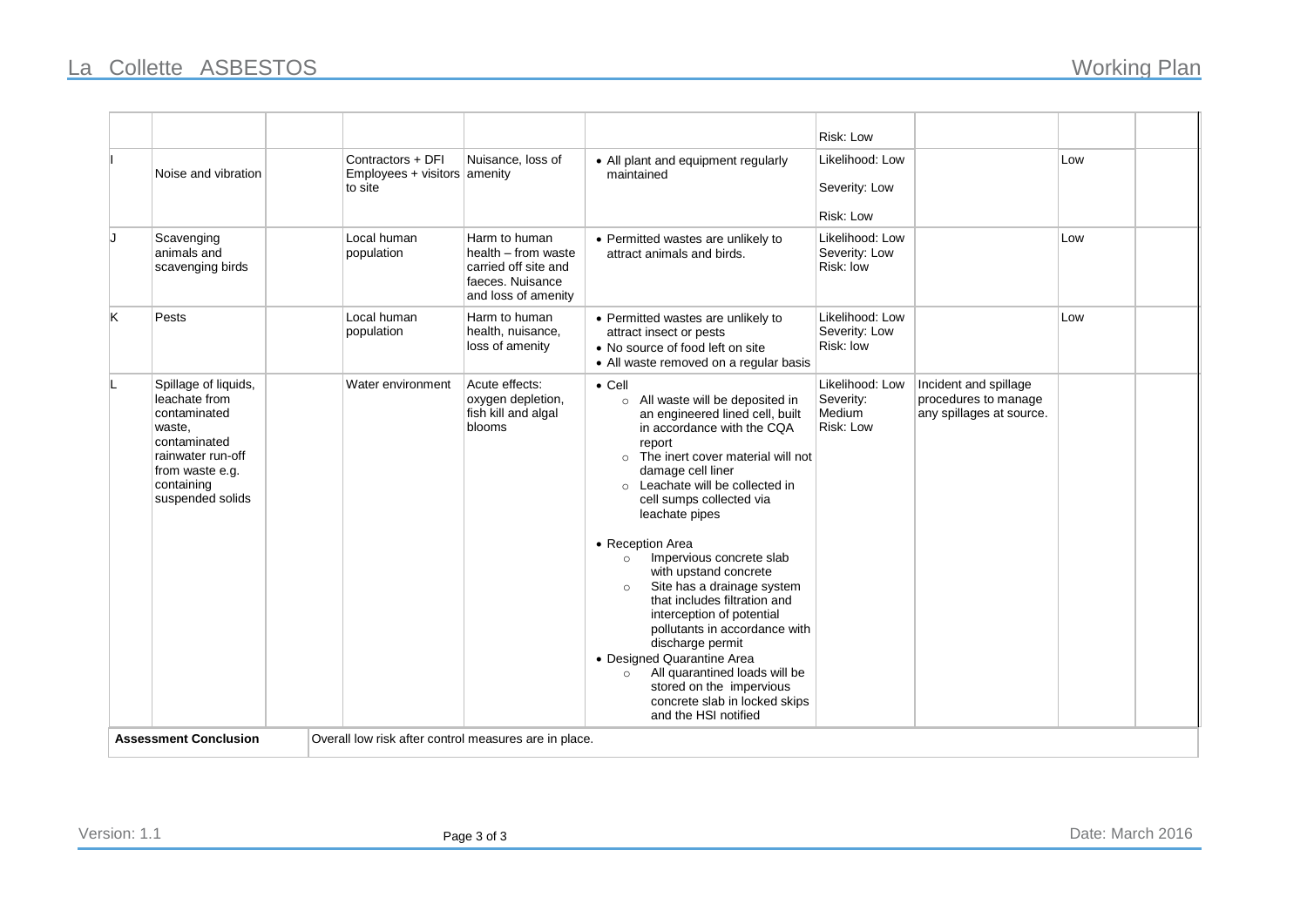| | | | | | | | | | |
|---|---|---|---|---|---|---|---|---|---|
| | | | | | | Risk: Low | | | |
| I | Noise and vibration | | Contractors + DFI Employees + visitors to site | Nuisance, loss of amenity | • All plant and equipment regularly maintained | Likelihood: Low<br>Severity: Low<br>Risk: Low | | Low | |
| J | Scavenging animals and scavenging birds | | Local human population | Harm to human health – from waste carried off site and faeces. Nuisance and loss of amenity | • Permitted wastes are unlikely to attract animals and birds. | Likelihood: Low<br>Severity: Low<br>Risk: low | | Low | |
| K | Pests | | Local human population | Harm to human health, nuisance, loss of amenity | • Permitted wastes are unlikely to attract insect or pests<br>• No source of food left on site<br>• All waste removed on a regular basis | Likelihood: Low<br>Severity: Low<br>Risk: low | | Low | |
| L | Spillage of liquids, leachate from contaminated waste, contaminated rainwater run-off from waste e.g. containing suspended solids | | Water environment | Acute effects: oxygen depletion, fish kill and algal blooms | • Cell<br>○ All waste will be deposited in an engineered lined cell, built in accordance with the CQA report<br>○ The inert cover material will not damage cell liner<br>○ Leachate will be collected in cell sumps collected via leachate pipes<br><br>• Reception Area<br>○ Impervious concrete slab with upstand concrete<br>○ Site has a drainage system that includes filtration and interception of potential pollutants in accordance with discharge permit<br>• Designed Quarantine Area<br>○ All quarantined loads will be stored on the impervious concrete slab in locked skips and the HSI notified | Likelihood: Low<br>Severity: Medium<br>Risk: Low | Incident and spillage procedures to manage any spillages at source. | | |
| **Assessment Conclusion** | | Overall low risk after control measures are in place. | | | | | | | |